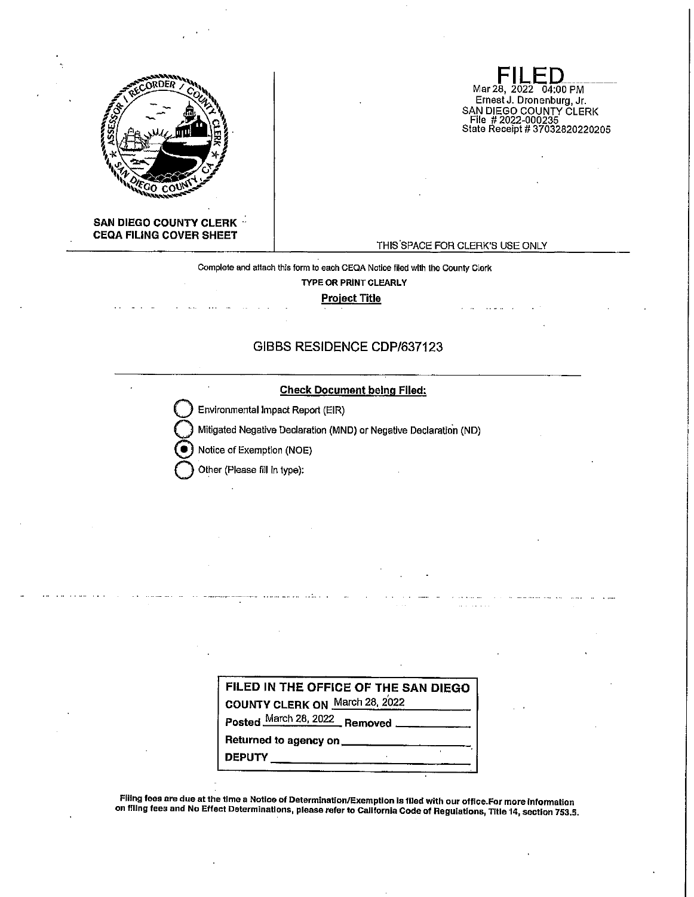**SAN DIEGO COUNTY CLERK**
**CEQA FILING COVER SHEET**

**FILED**
Mar 28, 2022 04:00 PM
Ernest J. Dronenburg, Jr.
SAN DIEGO COUNTY CLERK
File # 2022-000235
State Receipt # 37032820220205

THIS SPACE FOR CLERK'S USE ONLY

Complete and attach this form to each CEQA Notice filed with the County Clerk

**TYPE OR PRINT CLEARLY**

**Project Title**

GIBBS RESIDENCE CDP/637123

**Check Document being Filed:**

- ○ Environmental Impact Report (EIR)
- ○ Mitigated Negative Declaration (MND) or Negative Declaration (ND)
- ● Notice of Exemption (NOE)
- ○ Other (Please fill in type):

**FILED IN THE OFFICE OF THE SAN DIEGO COUNTY CLERK ON** March 28, 2022

**Posted** March 28, 2022 **Removed** ____________

**Returned to agency on** ____________

**DEPUTY** ____________

**Filing fees are due at the time a Notice of Determination/Exemption is filed with our office. For more information on filing fees and No Effect Determinations, please refer to California Code of Regulations, Title 14, section 753.5.**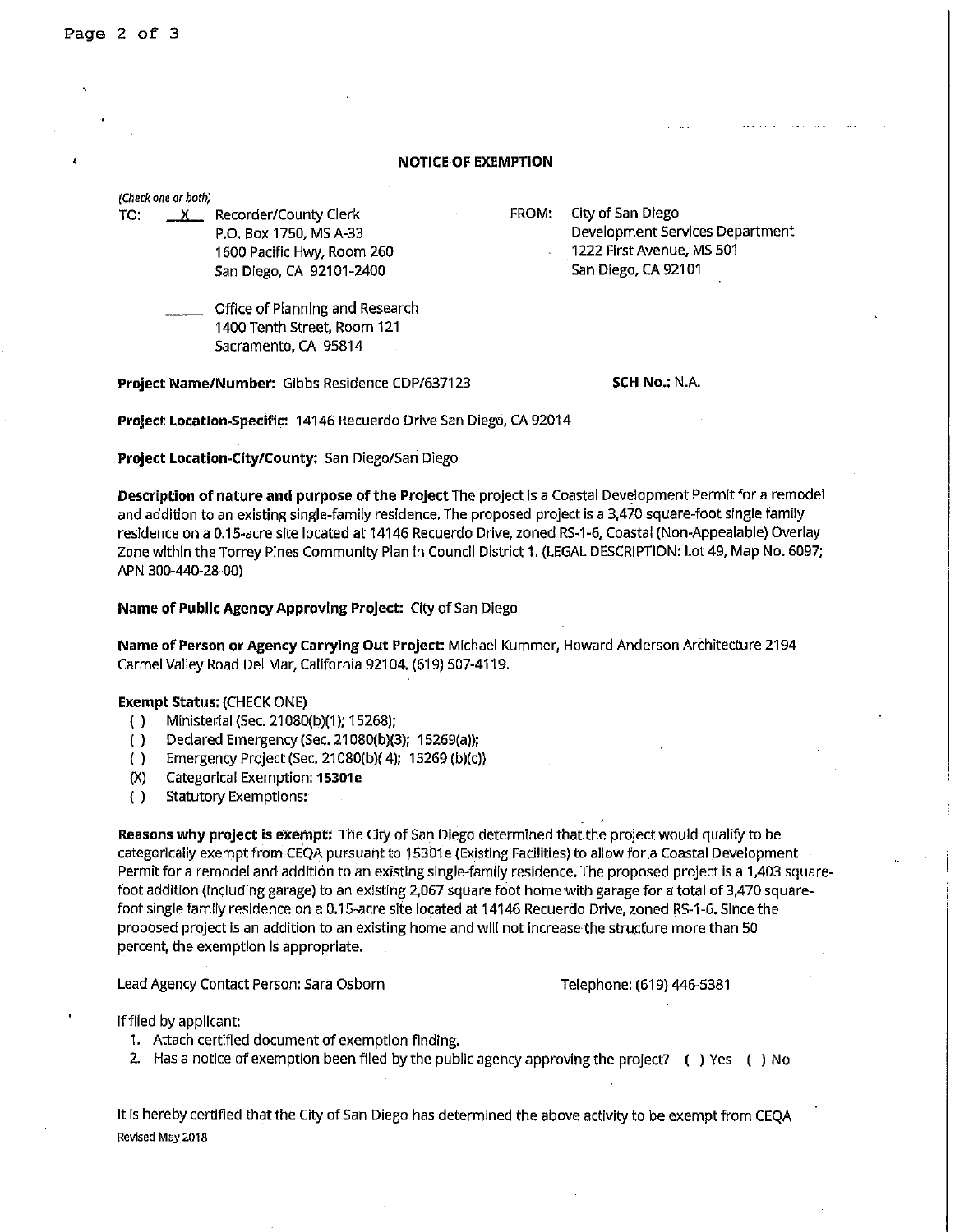## NOTICE OF EXEMPTION

*(Check one or both)*

TO: __X__ Recorder/County Clerk
P.O. Box 1750, MS A-33
1600 Pacific Hwy, Room 260
San Diego, CA 92101-2400

_____ Office of Planning and Research
1400 Tenth Street, Room 121
Sacramento, CA 95814

FROM: City of San Diego
Development Services Department
1222 First Avenue, MS 501
San Diego, CA 92101

**Project Name/Number:** Gibbs Residence CDP/637123

**SCH No.:** N.A.

**Project Location-Specific:** 14146 Recuerdo Drive San Diego, CA 92014

**Project Location-City/County:** San Diego/San Diego

**Description of nature and purpose of the Project** The project is a Coastal Development Permit for a remodel and addition to an existing single-family residence. The proposed project is a 3,470 square-foot single family residence on a 0.15-acre site located at 14146 Recuerdo Drive, zoned RS-1-6, Coastal (Non-Appealable) Overlay Zone within the Torrey Pines Community Plan in Council District 1. (LEGAL DESCRIPTION: Lot 49, Map No. 6097; APN 300-440-28-00)

**Name of Public Agency Approving Project:** City of San Diego

**Name of Person or Agency Carrying Out Project:** Michael Kummer, Howard Anderson Architecture 2194 Carmel Valley Road Del Mar, California 92104. (619) 507-4119.

**Exempt Status:** (CHECK ONE)

- ( ) Ministerial (Sec. 21080(b)(1); 15268);
- ( ) Declared Emergency (Sec. 21080(b)(3); 15269(a));
- ( ) Emergency Project (Sec. 21080(b)(4); 15269 (b)(c))
- (X) Categorical Exemption: **15301e**
- ( ) Statutory Exemptions:

**Reasons why project is exempt:** The City of San Diego determined that the project would qualify to be categorically exempt from CEQA pursuant to 15301e (Existing Facilities) to allow for a Coastal Development Permit for a remodel and addition to an existing single-family residence. The proposed project is a 1,403 square-foot addition (including garage) to an existing 2,067 square foot home with garage for a total of 3,470 square-foot single family residence on a 0.15-acre site located at 14146 Recuerdo Drive, zoned RS-1-6. Since the proposed project is an addition to an existing home and will not increase the structure more than 50 percent, the exemption is appropriate.

Lead Agency Contact Person: Sara Osborn

Telephone: (619) 446-5381

If filed by applicant:

1. Attach certified document of exemption finding.
2. Has a notice of exemption been filed by the public agency approving the project? ( ) Yes ( ) No

It is hereby certified that the City of San Diego has determined the above activity to be exempt from CEQA

Revised May 2018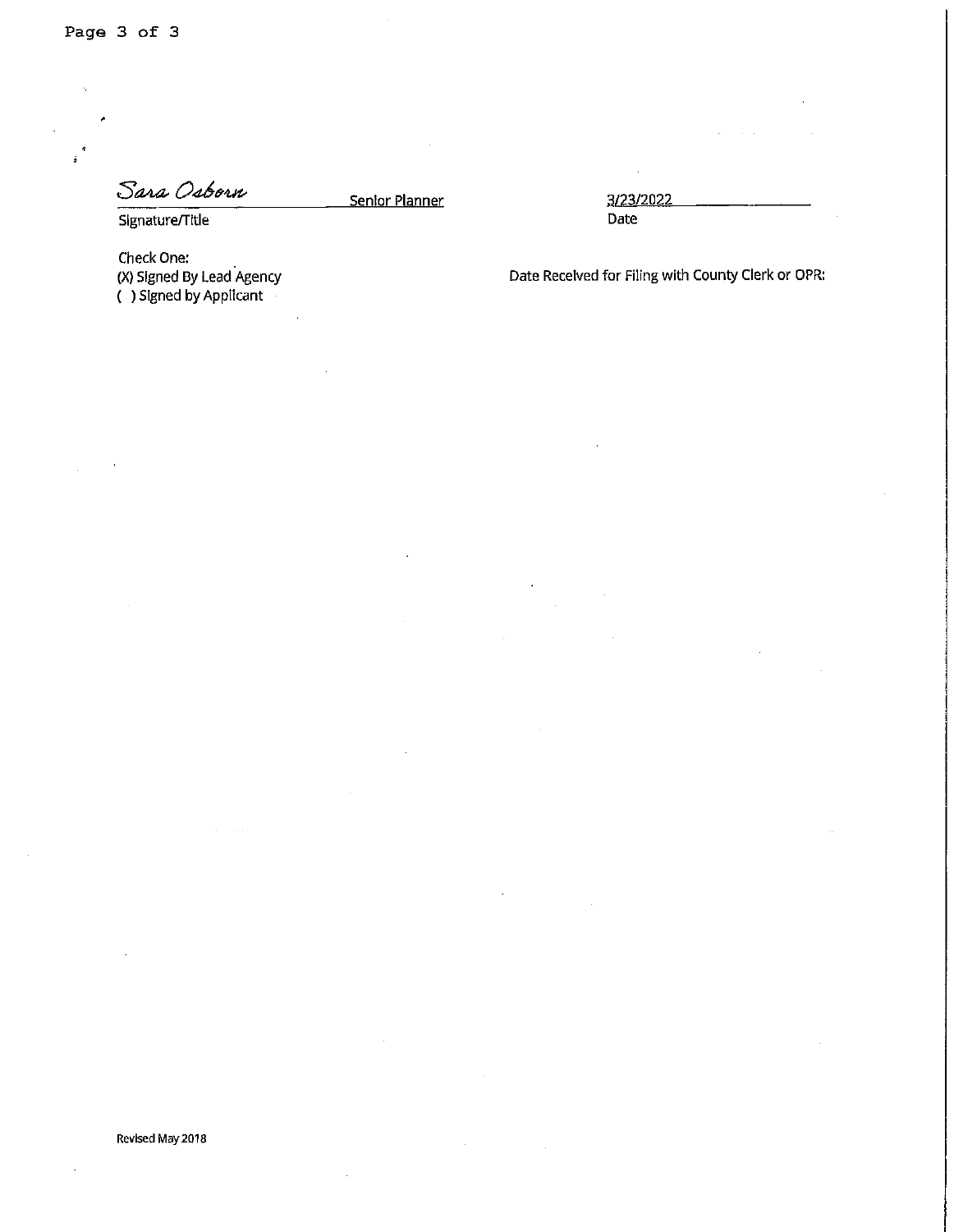*Sara Osborn* Senior Planner

Signature/Title

3/23/2022

Date

Check One:
(X) Signed By Lead Agency
( ) Signed by Applicant

Date Received for Filing with County Clerk or OPR:

Revised May 2018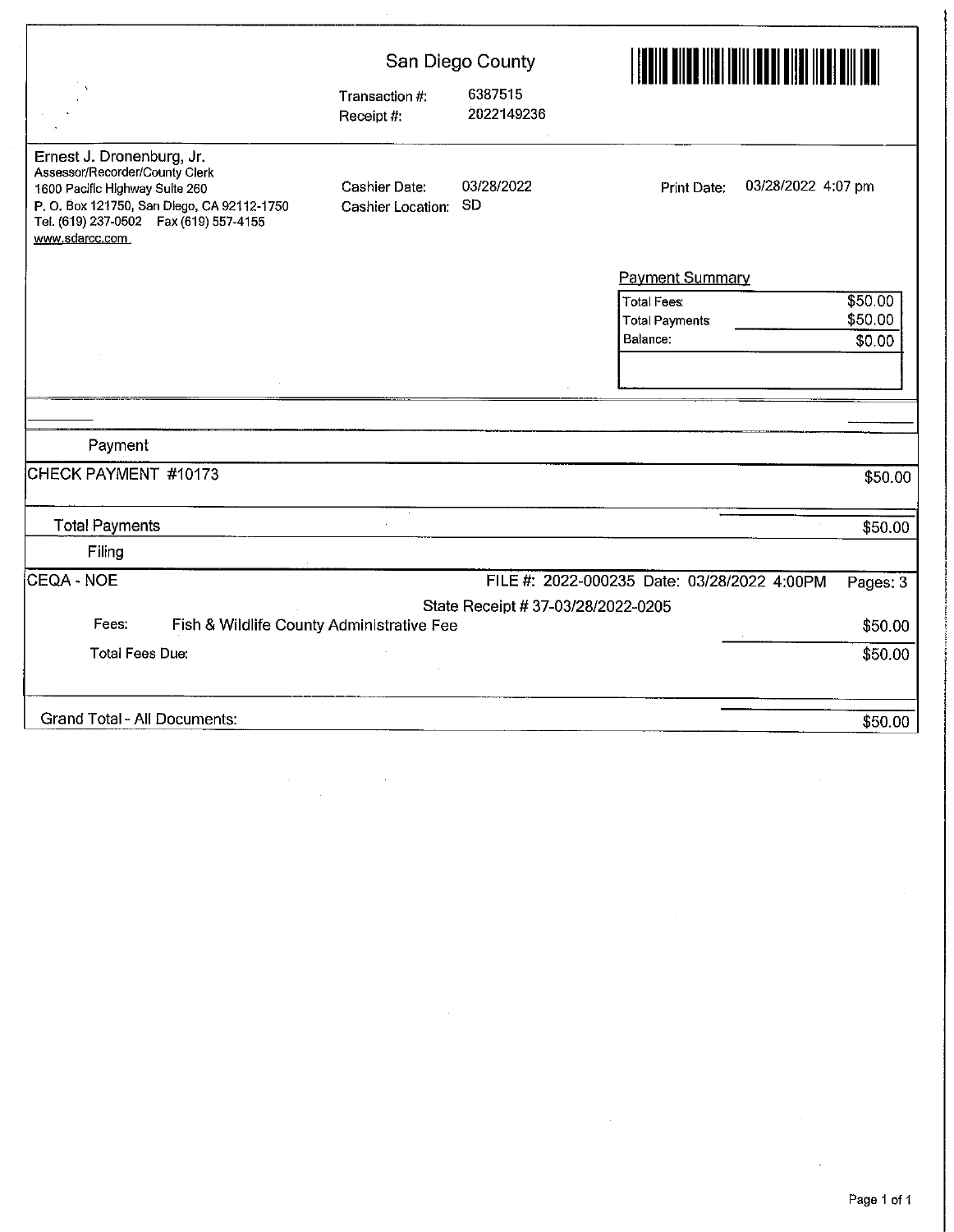# San Diego County

Transaction #: 6387515
Receipt #: 2022149236

Ernest J. Dronenburg, Jr.
Assessor/Recorder/County Clerk
1600 Pacific Highway Suite 260
P. O. Box 121750, San Diego, CA 92112-1750
Tel. (619) 237-0502 Fax (619) 557-4155
www.sdarcc.com

Cashier Date: 03/28/2022
Cashier Location: SD

Print Date: 03/28/2022 4:07 pm

**Payment Summary**

| | |
|---|---|
| Total Fees: | $50.00 |
| Total Payments: | $50.00 |
| Balance: | $0.00 |

## Payment

| | |
|---|---|
| CHECK PAYMENT #10173 | $50.00 |
| Total Payments | $50.00 |

## Filing

CEQA - NOE — FILE #: 2022-000235 Date: 03/28/2022 4:00PM — Pages: 3

State Receipt # 37-03/28/2022-0205

| | |
|---|---|
| Fees: Fish & Wildlife County Administrative Fee | $50.00 |
| Total Fees Due: | $50.00 |
| Grand Total - All Documents: | $50.00 |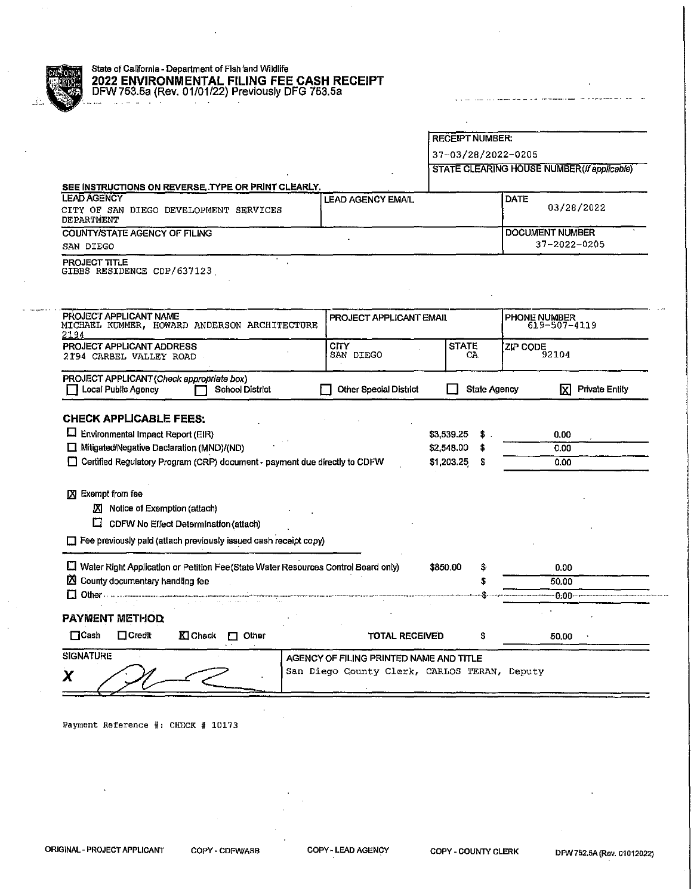State of California - Department of Fish and Wildlife

# 2022 ENVIRONMENTAL FILING FEE CASH RECEIPT

DFW 753.5a (Rev. 01/01/22) Previously DFG 753.5a

RECEIPT NUMBER: 37-03/28/2022-0205

STATE CLEARING HOUSE NUMBER (If applicable)

SEE INSTRUCTIONS ON REVERSE. TYPE OR PRINT CLEARLY.

| LEAD AGENCY | LEAD AGENCY EMAIL | DATE |
|---|---|---|
| CITY OF SAN DIEGO DEVELOPMENT SERVICES DEPARTMENT | | 03/28/2022 |

| COUNTY/STATE AGENCY OF FILING | DOCUMENT NUMBER |
|---|---|
| SAN DIEGO | 37-2022-0205 |

PROJECT TITLE
GIBBS RESIDENCE CDP/637123

| PROJECT APPLICANT NAME | PROJECT APPLICANT EMAIL | | PHONE NUMBER |
|---|---|---|---|
| MICHAEL KUMMER, HOWARD ANDERSON ARCHITECTURE 2194 | | | 619-507-4119 |
| **PROJECT APPLICANT ADDRESS** | **CITY** | **STATE** | **ZIP CODE** |
| 2194 CARBEL VALLEY ROAD | SAN DIEGO | CA | 92104 |

PROJECT APPLICANT (Check appropriate box)

☐ Local Public Agency ☐ School District ☐ Other Special District ☐ State Agency ☒ Private Entity

## CHECK APPLICABLE FEES:

| | | |
|---|---|---|
| ☐ Environmental Impact Report (EIR) | $3,539.25 | $ 0.00 |
| ☐ Mitigated/Negative Declaration (MND)/(ND) | $2,548.00 | $ 0.00 |
| ☐ Certified Regulatory Program (CRP) document - payment due directly to CDFW | $1,203.25 | $ 0.00 |

☒ Exempt from fee

- ☒ Notice of Exemption (attach)
- ☐ CDFW No Effect Determination (attach)

☐ Fee previously paid (attach previously issued cash receipt copy)

| | | |
|---|---|---|
| ☐ Water Right Application or Petition Fee (State Water Resources Control Board only) | $850.00 | $ 0.00 |
| ☒ County documentary handling fee | | $ 50.00 |
| ☐ Other | | $ 0.00 |

## PAYMENT METHOD:

☐ Cash ☐ Credit ☒ Check ☐ Other

TOTAL RECEIVED $ 50.00

| SIGNATURE | AGENCY OF FILING PRINTED NAME AND TITLE |
|---|---|
| X [signature] | San Diego County Clerk, CARLOS TERAN, Deputy |

Payment Reference #: CHECK # 10173

ORIGINAL - PROJECT APPLICANT COPY - CDFW/ASB COPY - LEAD AGENCY COPY - COUNTY CLERK DFW 753.5A (Rev. 01012022)